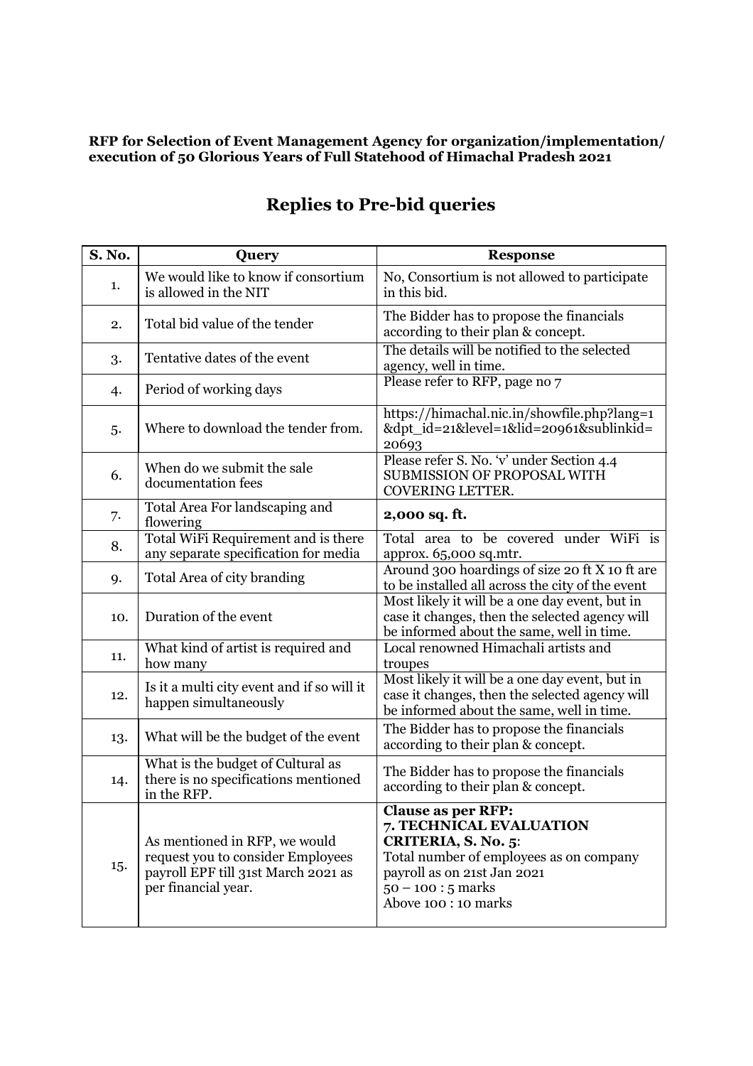**RFP for Selection of Event Management Agency for organization/implementation/ execution of 50 Glorious Years of Full Statehood of Himachal Pradesh 2021**

# Replies to Pre-bid queries

| S. No. | Query | Response |
|---|---|---|
| 1. | We would like to know if consortium is allowed in the NIT | No, Consortium is not allowed to participate in this bid. |
| 2. | Total bid value of the tender | The Bidder has to propose the financials according to their plan & concept. |
| 3. | Tentative dates of the event | The details will be notified to the selected agency, well in time. |
| 4. | Period of working days | Please refer to RFP, page no 7 |
| 5. | Where to download the tender from. | https://himachal.nic.in/showfile.php?lang=1&dpt_id=21&level=1&lid=20961&sublinkid=20693 |
| 6. | When do we submit the sale documentation fees | Please refer S. No. 'v' under Section 4.4 SUBMISSION OF PROPOSAL WITH COVERING LETTER. |
| 7. | Total Area For landscaping and flowering | **2,000 sq. ft.** |
| 8. | Total WiFi Requirement and is there any separate specification for media | Total area to be covered under WiFi is approx. 65,000 sq.mtr. |
| 9. | Total Area of city branding | Around 300 hoardings of size 20 ft X 10 ft are to be installed all across the city of the event |
| 10. | Duration of the event | Most likely it will be a one day event, but in case it changes, then the selected agency will be informed about the same, well in time. |
| 11. | What kind of artist is required and how many | Local renowned Himachali artists and troupes |
| 12. | Is it a multi city event and if so will it happen simultaneously | Most likely it will be a one day event, but in case it changes, then the selected agency will be informed about the same, well in time. |
| 13. | What will be the budget of the event | The Bidder has to propose the financials according to their plan & concept. |
| 14. | What is the budget of Cultural as there is no specifications mentioned in the RFP. | The Bidder has to propose the financials according to their plan & concept. |
| 15. | As mentioned in RFP, we would request you to consider Employees payroll EPF till 31st March 2021 as per financial year. | **Clause as per RFP:** **7. TECHNICAL EVALUATION CRITERIA, S. No. 5**: Total number of employees as on company payroll as on 21st Jan 2021 50 – 100 : 5 marks Above 100 : 10 marks |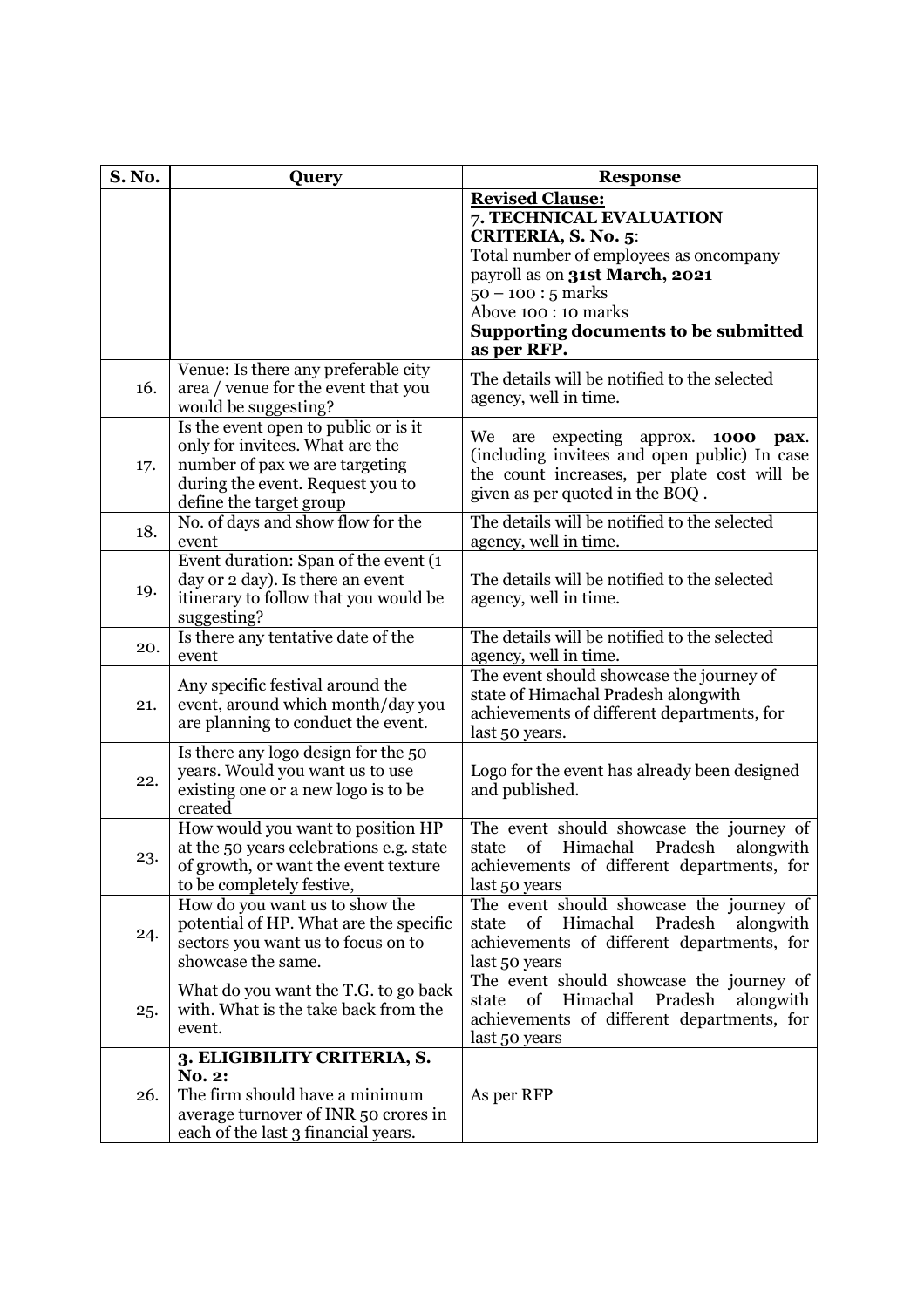| S. No. | Query | Response |
|---|---|---|
| | | **Revised Clause:**<br>**7. TECHNICAL EVALUATION CRITERIA, S. No. 5**:<br>Total number of employees as oncompany payroll as on **31st March, 2021**<br>50 – 100 : 5 marks<br>Above 100 : 10 marks<br>**Supporting documents to be submitted as per RFP.** |
| 16. | Venue: Is there any preferable city area / venue for the event that you would be suggesting? | The details will be notified to the selected agency, well in time. |
| 17. | Is the event open to public or is it only for invitees. What are the number of pax we are targeting during the event. Request you to define the target group | We are expecting approx. **1000 pax**. (including invitees and open public) In case the count increases, per plate cost will be given as per quoted in the BOQ . |
| 18. | No. of days and show flow for the event | The details will be notified to the selected agency, well in time. |
| 19. | Event duration: Span of the event (1 day or 2 day). Is there an event itinerary to follow that you would be suggesting? | The details will be notified to the selected agency, well in time. |
| 20. | Is there any tentative date of the event | The details will be notified to the selected agency, well in time. |
| 21. | Any specific festival around the event, around which month/day you are planning to conduct the event. | The event should showcase the journey of state of Himachal Pradesh alongwith achievements of different departments, for last 50 years. |
| 22. | Is there any logo design for the 50 years. Would you want us to use existing one or a new logo is to be created | Logo for the event has already been designed and published. |
| 23. | How would you want to position HP at the 50 years celebrations e.g. state of growth, or want the event texture to be completely festive, | The event should showcase the journey of state of Himachal Pradesh alongwith achievements of different departments, for last 50 years |
| 24. | How do you want us to show the potential of HP. What are the specific sectors you want us to focus on to showcase the same. | The event should showcase the journey of state of Himachal Pradesh alongwith achievements of different departments, for last 50 years |
| 25. | What do you want the T.G. to go back with. What is the take back from the event. | The event should showcase the journey of state of Himachal Pradesh alongwith achievements of different departments, for last 50 years |
| 26. | **3. ELIGIBILITY CRITERIA, S. No. 2:**<br>The firm should have a minimum average turnover of INR 50 crores in each of the last 3 financial years. | As per RFP |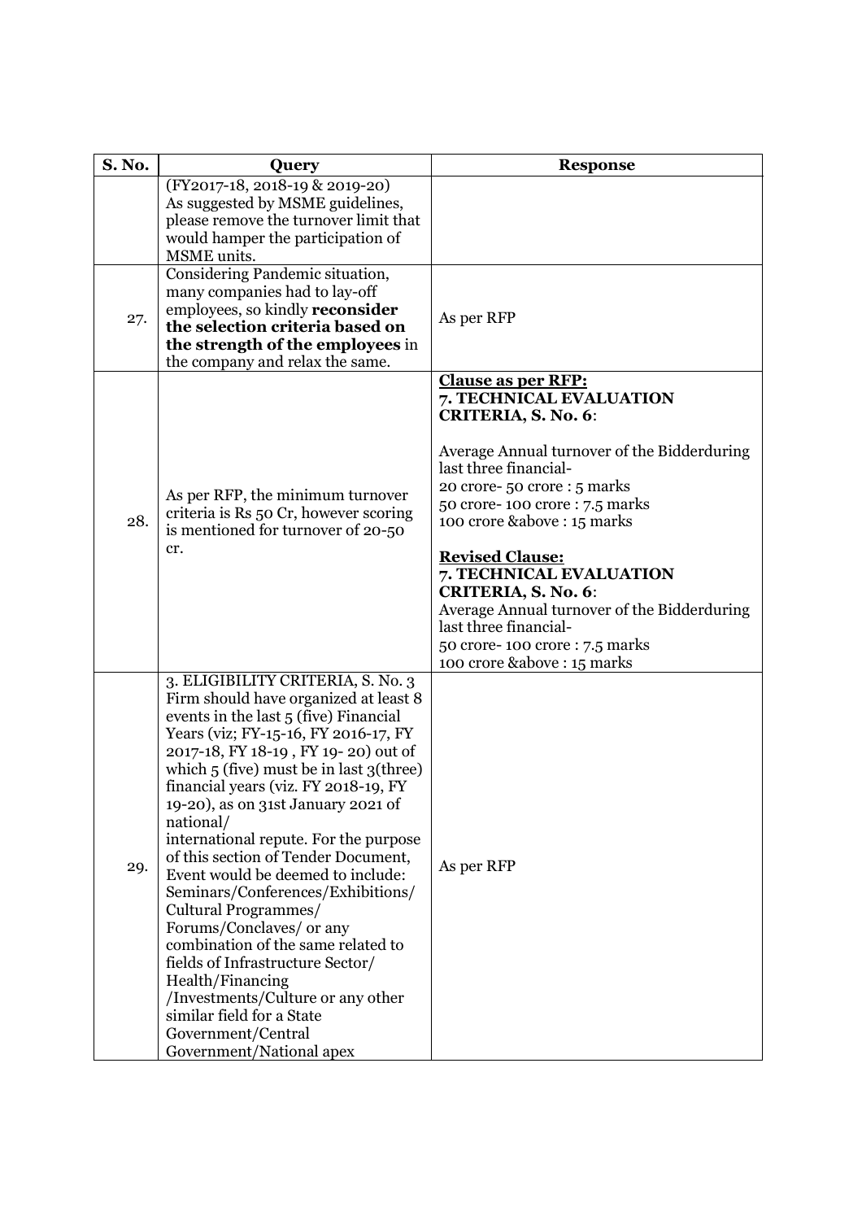| S. No. | Query | Response |
|---|---|---|
| | (FY2017-18, 2018-19 & 2019-20) As suggested by MSME guidelines, please remove the turnover limit that would hamper the participation of MSME units. | |
| 27. | Considering Pandemic situation, many companies had to lay-off employees, so kindly **reconsider the selection criteria based on the strength of the employees** in the company and relax the same. | As per RFP |
| 28. | As per RFP, the minimum turnover criteria is Rs 50 Cr, however scoring is mentioned for turnover of 20-50 cr. | **<u>Clause as per RFP:</u>**<br>**7. TECHNICAL EVALUATION CRITERIA, S. No. 6**:<br><br>Average Annual turnover of the Bidderduring last three financial-<br>20 crore- 50 crore : 5 marks<br>50 crore- 100 crore : 7.5 marks<br>100 crore &above : 15 marks<br><br>**<u>Revised Clause:</u>**<br>**7. TECHNICAL EVALUATION CRITERIA, S. No. 6**:<br>Average Annual turnover of the Bidderduring last three financial-<br>50 crore- 100 crore : 7.5 marks<br>100 crore &above : 15 marks |
| 29. | 3. ELIGIBILITY CRITERIA, S. No. 3 Firm should have organized at least 8 events in the last 5 (five) Financial Years (viz; FY-15-16, FY 2016-17, FY 2017-18, FY 18-19 , FY 19- 20) out of which 5 (five) must be in last 3(three) financial years (viz. FY 2018-19, FY 19-20), as on 31st January 2021 of national/ international repute. For the purpose of this section of Tender Document, Event would be deemed to include: Seminars/Conferences/Exhibitions/ Cultural Programmes/ Forums/Conclaves/ or any combination of the same related to fields of Infrastructure Sector/ Health/Financing /Investments/Culture or any other similar field for a State Government/Central Government/National apex | As per RFP |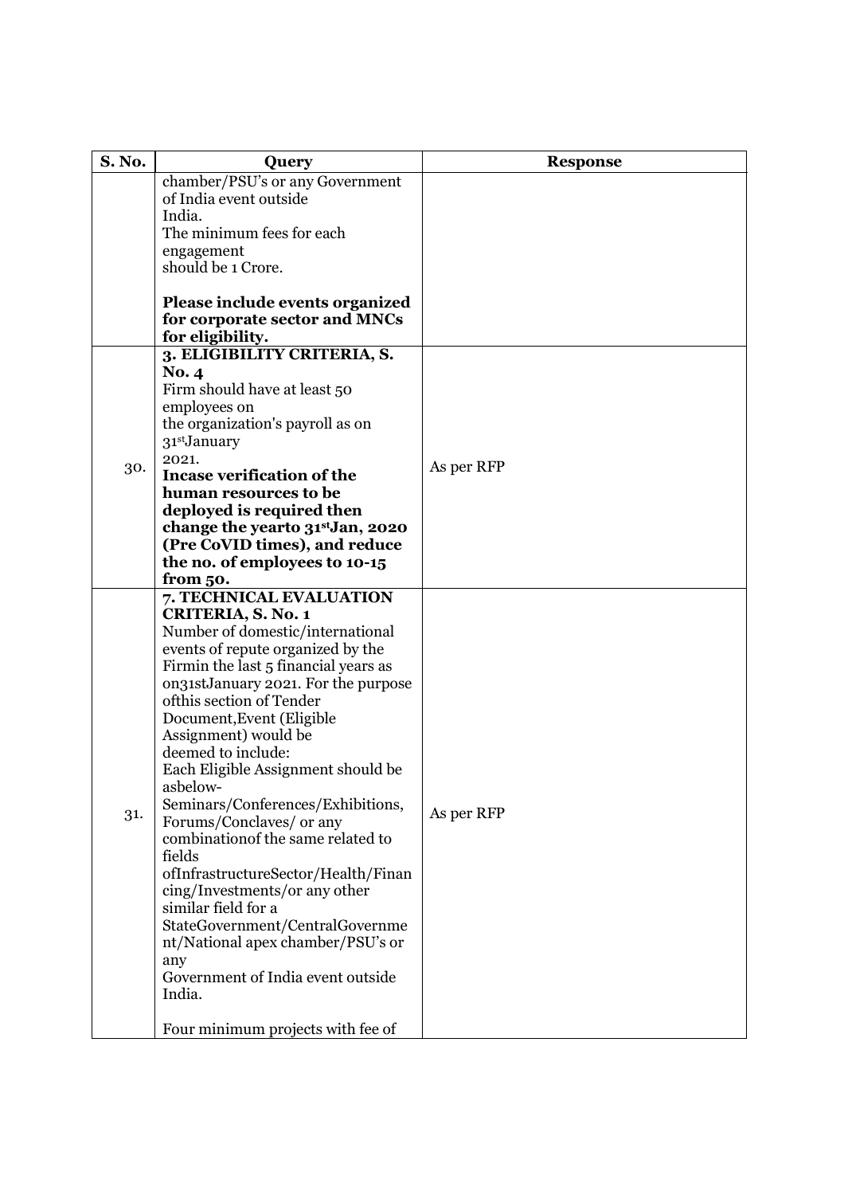| S. No. | Query | Response |
|---|---|---|
| | chamber/PSU's or any Government of India event outside India.<br>The minimum fees for each engagement should be 1 Crore.<br><br>**Please include events organized for corporate sector and MNCs for eligibility.** | |
| 30. | **3. ELIGIBILITY CRITERIA, S. No. 4**<br>Firm should have at least 50 employees on the organization's payroll as on 31stJanuary 2021.<br>**Incase verification of the human resources to be deployed is required then change the yearto 31stJan, 2020 (Pre CoVID times), and reduce the no. of employees to 10-15 from 50.** | As per RFP |
| 31. | **7. TECHNICAL EVALUATION CRITERIA, S. No. 1**<br>Number of domestic/international events of repute organized by the Firmin the last 5 financial years as on31stJanuary 2021. For the purpose ofthis section of Tender Document,Event (Eligible Assignment) would be deemed to include:<br>Each Eligible Assignment should be asbelow-<br>Seminars/Conferences/Exhibitions, Forums/Conclaves/ or any combinationof the same related to fields ofInfrastructureSector/Health/Financing/Investments/or any other similar field for a StateGovernment/CentralGovernment/National apex chamber/PSU's or any<br>Government of India event outside India.<br><br>Four minimum projects with fee of | As per RFP |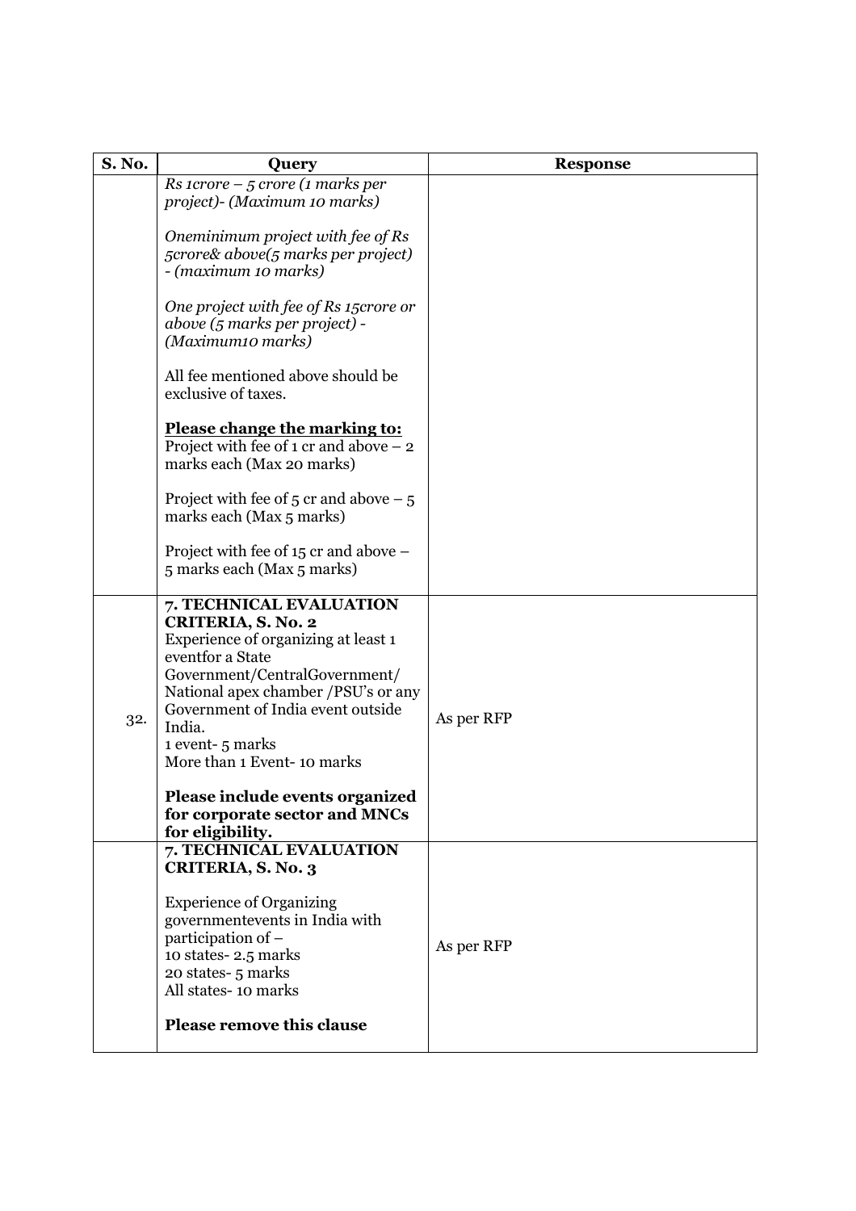| S. No. | Query | Response |
|---|---|---|
| | *Rs 1crore – 5 crore (1 marks per project)- (Maximum 10 marks)*<br><br>*Oneminimum project with fee of Rs 5crore& above(5 marks per project) - (maximum 10 marks)*<br><br>*One project with fee of Rs 15crore or above (5 marks per project) - (Maximum10 marks)*<br><br>All fee mentioned above should be exclusive of taxes.<br><br>**Please change the marking to:**<br>Project with fee of 1 cr and above – 2 marks each (Max 20 marks)<br><br>Project with fee of 5 cr and above – 5 marks each (Max 5 marks)<br><br>Project with fee of 15 cr and above – 5 marks each (Max 5 marks) | |
| 32. | **7. TECHNICAL EVALUATION CRITERIA, S. No. 2**<br>Experience of organizing at least 1 eventfor a State Government/CentralGovernment/ National apex chamber /PSU's or any Government of India event outside India.<br>1 event- 5 marks<br>More than 1 Event- 10 marks<br><br>**Please include events organized for corporate sector and MNCs for eligibility.** | As per RFP |
| | **7. TECHNICAL EVALUATION CRITERIA, S. No. 3**<br><br>Experience of Organizing governmentevents in India with participation of –<br>10 states- 2.5 marks<br>20 states- 5 marks<br>All states- 10 marks<br><br>**Please remove this clause** | As per RFP |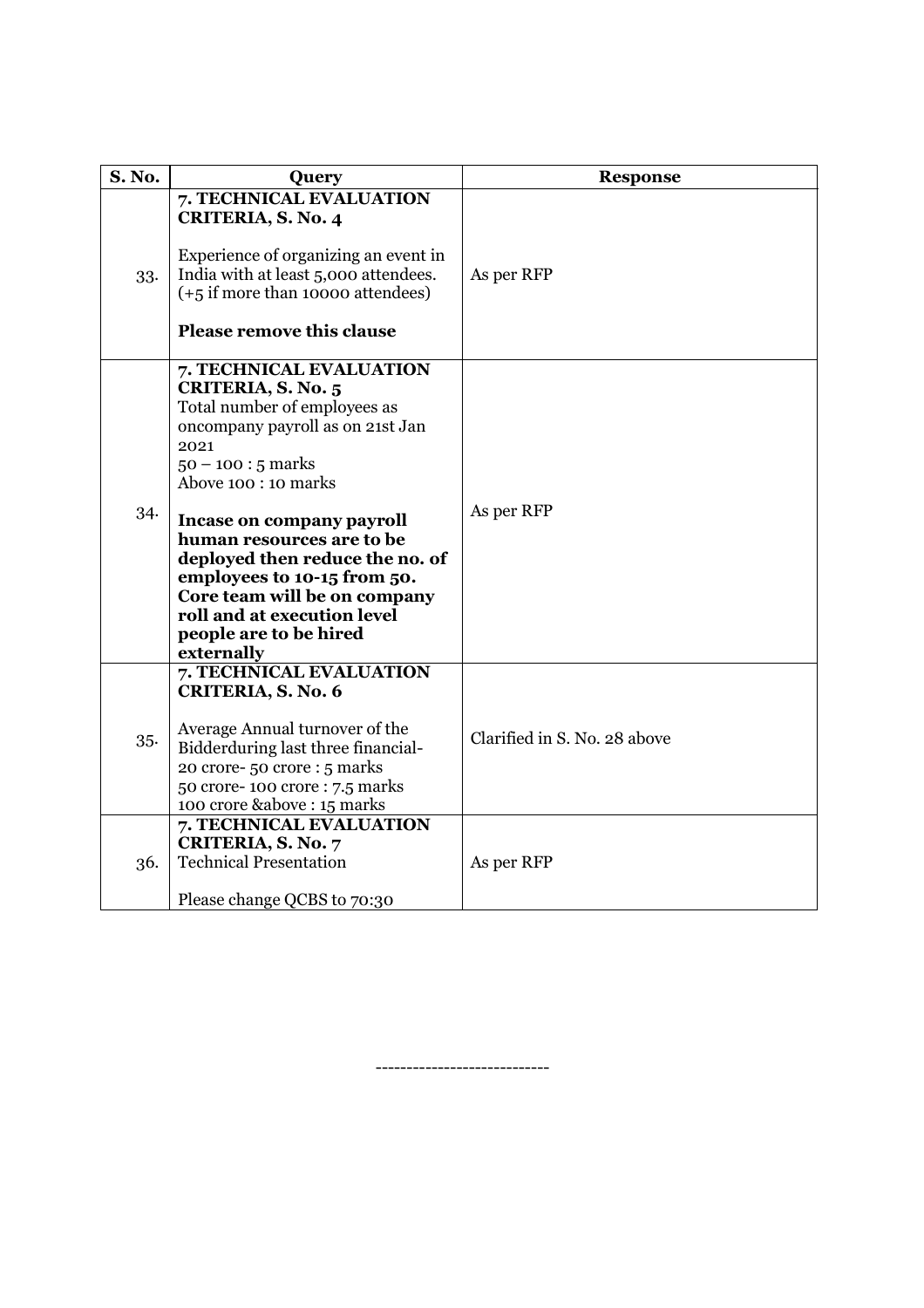| S. No. | Query | Response |
|---|---|---|
| 33. | **7. TECHNICAL EVALUATION CRITERIA, S. No. 4**<br><br>Experience of organizing an event in India with at least 5,000 attendees. (+5 if more than 10000 attendees)<br><br>**Please remove this clause** | As per RFP |
| 34. | **7. TECHNICAL EVALUATION CRITERIA, S. No. 5**<br>Total number of employees as oncompany payroll as on 21st Jan 2021<br>50 – 100 : 5 marks<br>Above 100 : 10 marks<br><br>**Incase on company payroll human resources are to be deployed then reduce the no. of employees to 10-15 from 50. Core team will be on company roll and at execution level people are to be hired externally** | As per RFP |
| 35. | **7. TECHNICAL EVALUATION CRITERIA, S. No. 6**<br><br>Average Annual turnover of the Bidderduring last three financial-<br>20 crore- 50 crore : 5 marks<br>50 crore- 100 crore : 7.5 marks<br>100 crore &above : 15 marks | Clarified in S. No. 28 above |
| 36. | **7. TECHNICAL EVALUATION CRITERIA, S. No. 7**<br>Technical Presentation<br><br>Please change QCBS to 70:30 | As per RFP |

---------------------------